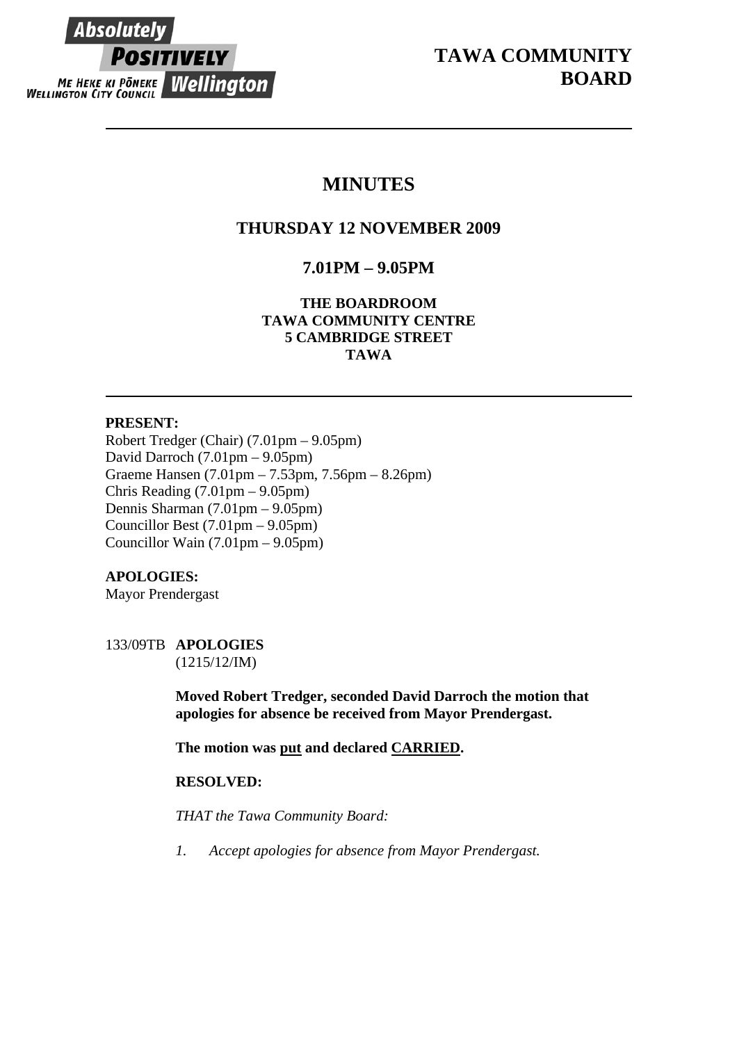# TAWA COMMUNITY BOARD

## MINUTES

### THURSDAY 12 NOVEMBER 2009

### 7.01PM – 9.05PM

**THE BOARDROOM**
**TAWA COMMUNITY CENTRE**
**5 CAMBRIDGE STREET**
**TAWA**

---

**PRESENT:**
Robert Tredger (Chair) (7.01pm – 9.05pm)
David Darroch (7.01pm – 9.05pm)
Graeme Hansen (7.01pm – 7.53pm, 7.56pm – 8.26pm)
Chris Reading (7.01pm – 9.05pm)
Dennis Sharman (7.01pm – 9.05pm)
Councillor Best (7.01pm – 9.05pm)
Councillor Wain (7.01pm – 9.05pm)

**APOLOGIES:**
Mayor Prendergast

133/09TB **APOLOGIES**
(1215/12/IM)

**Moved Robert Tredger, seconded David Darroch the motion that apologies for absence be received from Mayor Prendergast.**

**The motion was put and declared CARRIED.**

**RESOLVED:**

*THAT the Tawa Community Board:*

1. *Accept apologies for absence from Mayor Prendergast.*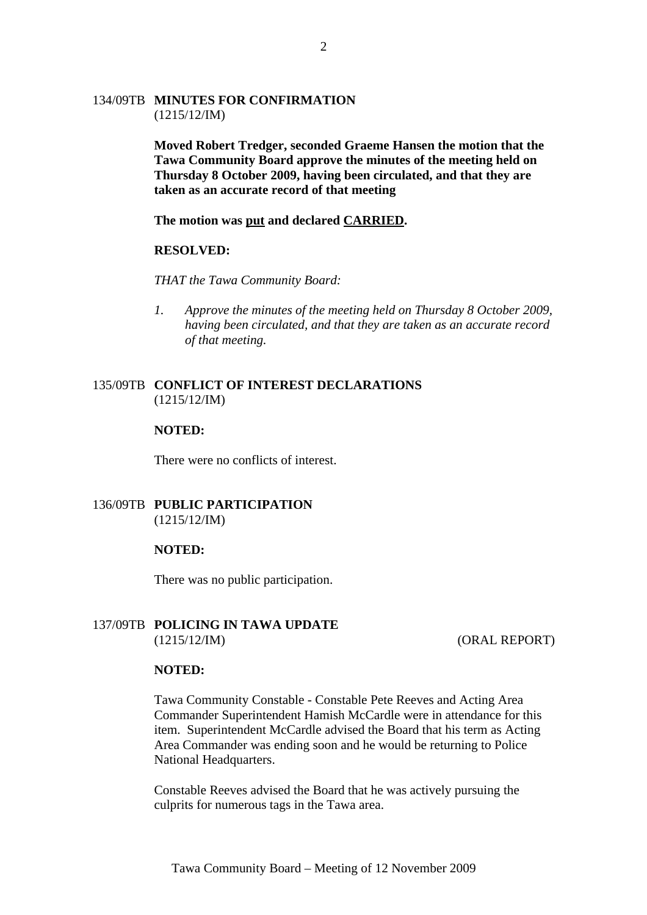## 134/09TB MINUTES FOR CONFIRMATION
(1215/12/IM)

**Moved Robert Tredger, seconded Graeme Hansen the motion that the Tawa Community Board approve the minutes of the meeting held on Thursday 8 October 2009, having been circulated, and that they are taken as an accurate record of that meeting**

**The motion was put and declared CARRIED.**

**RESOLVED:**

*THAT the Tawa Community Board:*

1. *Approve the minutes of the meeting held on Thursday 8 October 2009, having been circulated, and that they are taken as an accurate record of that meeting.*

## 135/09TB CONFLICT OF INTEREST DECLARATIONS
(1215/12/IM)

**NOTED:**

There were no conflicts of interest.

## 136/09TB PUBLIC PARTICIPATION
(1215/12/IM)

**NOTED:**

There was no public participation.

## 137/09TB POLICING IN TAWA UPDATE
(1215/12/IM) (ORAL REPORT)

**NOTED:**

Tawa Community Constable - Constable Pete Reeves and Acting Area Commander Superintendent Hamish McCardle were in attendance for this item. Superintendent McCardle advised the Board that his term as Acting Area Commander was ending soon and he would be returning to Police National Headquarters.

Constable Reeves advised the Board that he was actively pursuing the culprits for numerous tags in the Tawa area.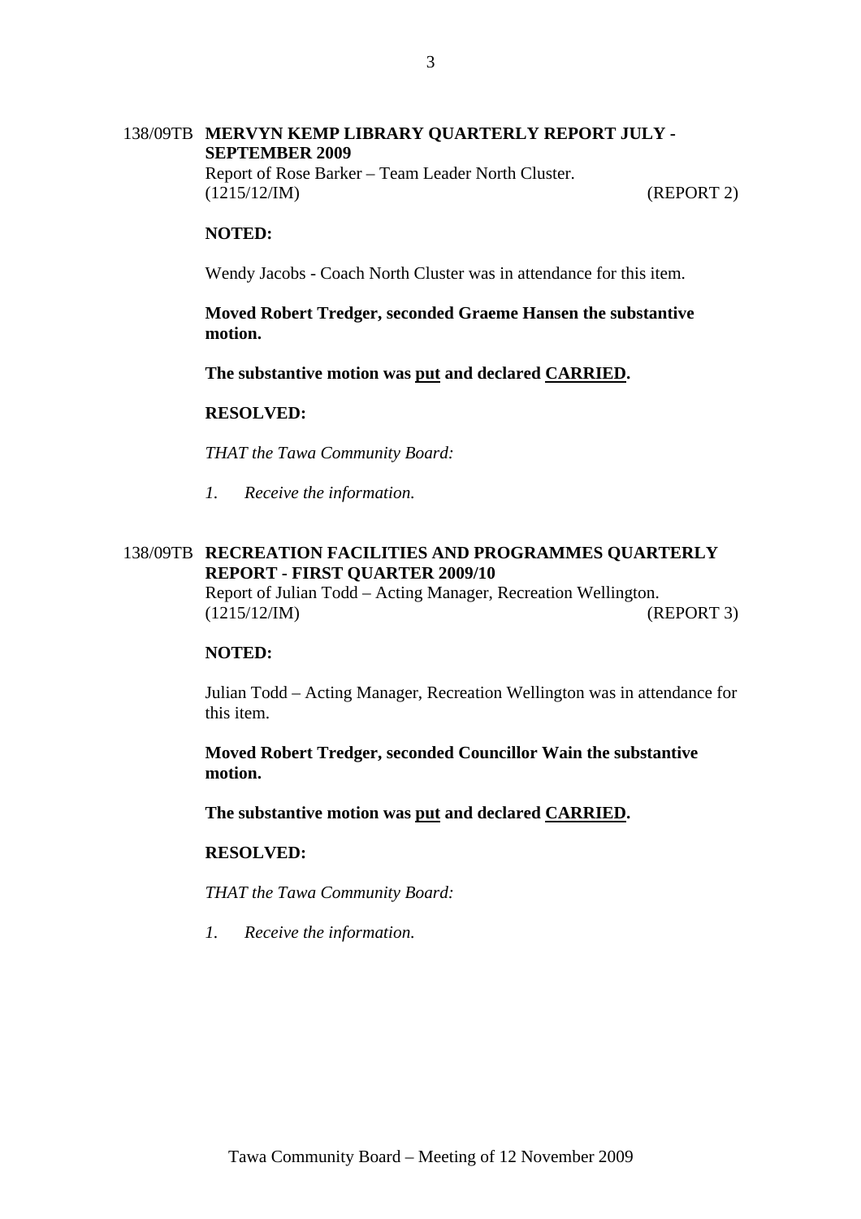## 138/09TB MERVYN KEMP LIBRARY QUARTERLY REPORT JULY - SEPTEMBER 2009

Report of Rose Barker – Team Leader North Cluster.
(1215/12/IM) (REPORT 2)

**NOTED:**

Wendy Jacobs - Coach North Cluster was in attendance for this item.

**Moved Robert Tredger, seconded Graeme Hansen the substantive motion.**

**The substantive motion was put and declared CARRIED.**

**RESOLVED:**

*THAT the Tawa Community Board:*

*1. Receive the information.*

## 138/09TB RECREATION FACILITIES AND PROGRAMMES QUARTERLY REPORT - FIRST QUARTER 2009/10

Report of Julian Todd – Acting Manager, Recreation Wellington.
(1215/12/IM) (REPORT 3)

**NOTED:**

Julian Todd – Acting Manager, Recreation Wellington was in attendance for this item.

**Moved Robert Tredger, seconded Councillor Wain the substantive motion.**

**The substantive motion was put and declared CARRIED.**

**RESOLVED:**

*THAT the Tawa Community Board:*

*1. Receive the information.*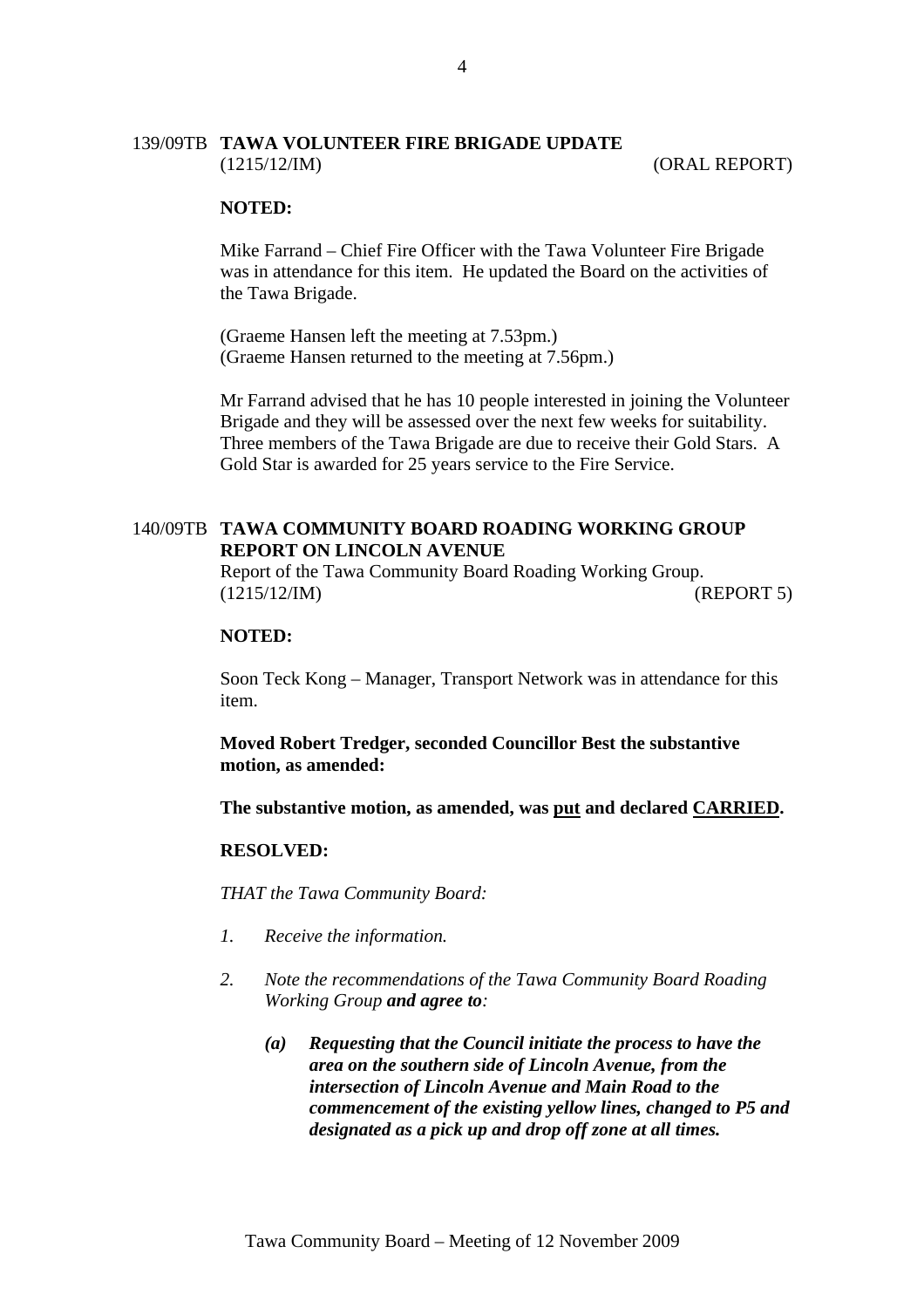139/09TB **TAWA VOLUNTEER FIRE BRIGADE UPDATE**
(1215/12/IM) (ORAL REPORT)

**NOTED:**

Mike Farrand – Chief Fire Officer with the Tawa Volunteer Fire Brigade was in attendance for this item. He updated the Board on the activities of the Tawa Brigade.

(Graeme Hansen left the meeting at 7.53pm.)
(Graeme Hansen returned to the meeting at 7.56pm.)

Mr Farrand advised that he has 10 people interested in joining the Volunteer Brigade and they will be assessed over the next few weeks for suitability. Three members of the Tawa Brigade are due to receive their Gold Stars. A Gold Star is awarded for 25 years service to the Fire Service.

140/09TB **TAWA COMMUNITY BOARD ROADING WORKING GROUP REPORT ON LINCOLN AVENUE**
Report of the Tawa Community Board Roading Working Group.
(1215/12/IM) (REPORT 5)

**NOTED:**

Soon Teck Kong – Manager, Transport Network was in attendance for this item.

**Moved Robert Tredger, seconded Councillor Best the substantive motion, as amended:**

**The substantive motion, as amended, was put and declared CARRIED.**

**RESOLVED:**

*THAT the Tawa Community Board:*

1. *Receive the information.*
2. *Note the recommendations of the Tawa Community Board Roading Working Group **and agree to**:*
   - ***(a) Requesting that the Council initiate the process to have the area on the southern side of Lincoln Avenue, from the intersection of Lincoln Avenue and Main Road to the commencement of the existing yellow lines, changed to P5 and designated as a pick up and drop off zone at all times.***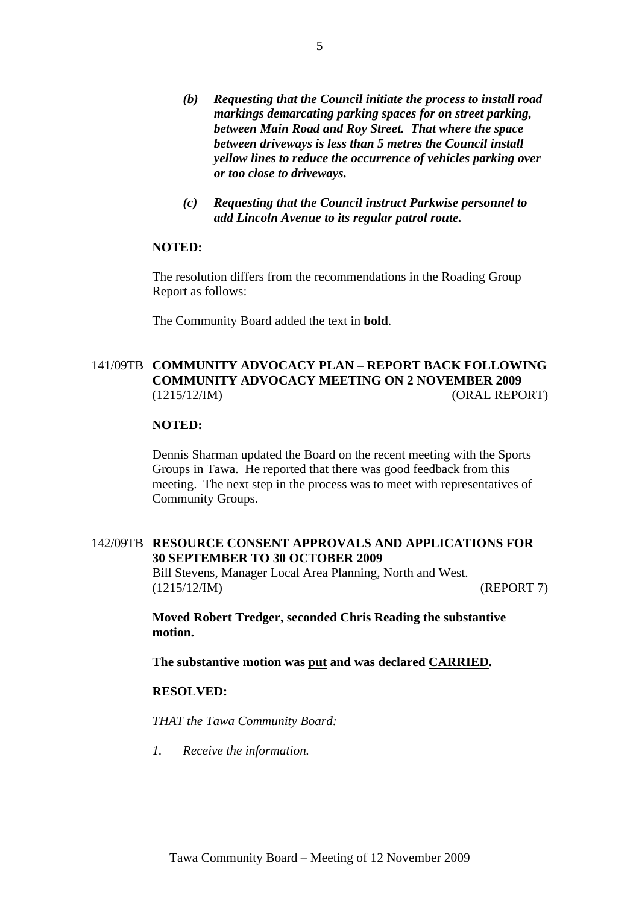*(b)* ***Requesting that the Council initiate the process to install road markings demarcating parking spaces for on street parking, between Main Road and Roy Street. That where the space between driveways is less than 5 metres the Council install yellow lines to reduce the occurrence of vehicles parking over or too close to driveways.***

*(c)* ***Requesting that the Council instruct Parkwise personnel to add Lincoln Avenue to its regular patrol route.***

**NOTED:**

The resolution differs from the recommendations in the Roading Group Report as follows:

The Community Board added the text in **bold**.

141/09TB **COMMUNITY ADVOCACY PLAN – REPORT BACK FOLLOWING COMMUNITY ADVOCACY MEETING ON 2 NOVEMBER 2009**
(1215/12/IM) (ORAL REPORT)

**NOTED:**

Dennis Sharman updated the Board on the recent meeting with the Sports Groups in Tawa. He reported that there was good feedback from this meeting. The next step in the process was to meet with representatives of Community Groups.

142/09TB **RESOURCE CONSENT APPROVALS AND APPLICATIONS FOR 30 SEPTEMBER TO 30 OCTOBER 2009**
Bill Stevens, Manager Local Area Planning, North and West.
(1215/12/IM) (REPORT 7)

**Moved Robert Tredger, seconded Chris Reading the substantive motion.**

**The substantive motion was put and was declared CARRIED.**

**RESOLVED:**

*THAT the Tawa Community Board:*

*1. Receive the information.*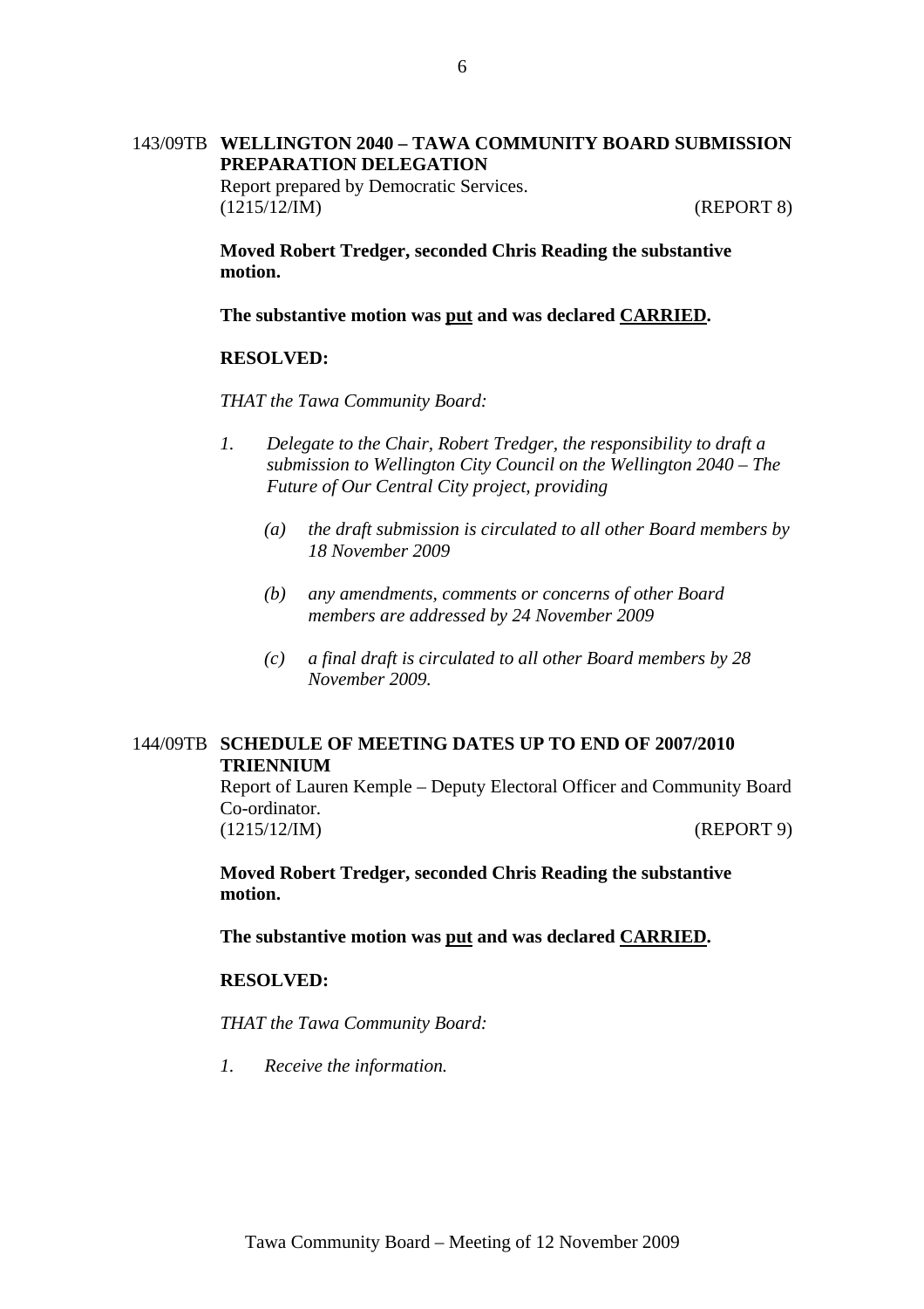## 143/09TB WELLINGTON 2040 – TAWA COMMUNITY BOARD SUBMISSION PREPARATION DELEGATION

Report prepared by Democratic Services.
(1215/12/IM) (REPORT 8)

**Moved Robert Tredger, seconded Chris Reading the substantive motion.**

**The substantive motion was put and was declared CARRIED.**

**RESOLVED:**

*THAT the Tawa Community Board:*

1. *Delegate to the Chair, Robert Tredger, the responsibility to draft a submission to Wellington City Council on the Wellington 2040 – The Future of Our Central City project, providing*

   *(a) the draft submission is circulated to all other Board members by 18 November 2009*

   *(b) any amendments, comments or concerns of other Board members are addressed by 24 November 2009*

   *(c) a final draft is circulated to all other Board members by 28 November 2009.*

## 144/09TB SCHEDULE OF MEETING DATES UP TO END OF 2007/2010 TRIENNIUM

Report of Lauren Kemple – Deputy Electoral Officer and Community Board Co-ordinator.
(1215/12/IM) (REPORT 9)

**Moved Robert Tredger, seconded Chris Reading the substantive motion.**

**The substantive motion was put and was declared CARRIED.**

**RESOLVED:**

*THAT the Tawa Community Board:*

1. *Receive the information.*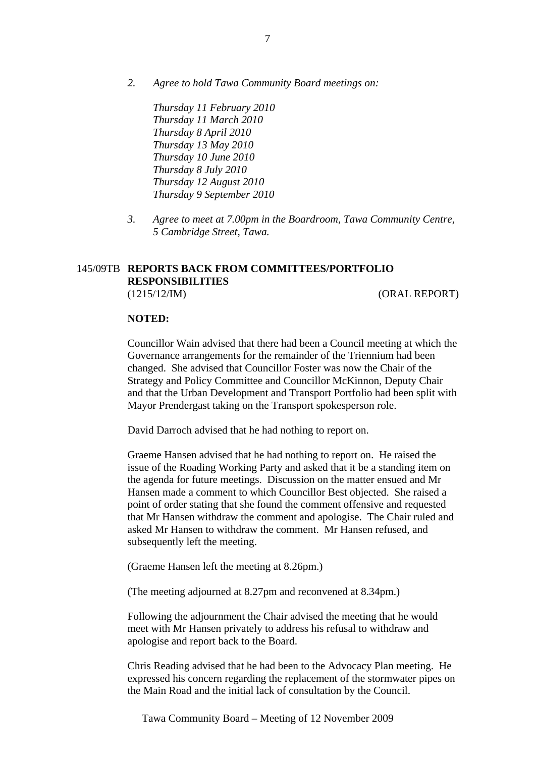2. *Agree to hold Tawa Community Board meetings on:*

   *Thursday 11 February 2010*
   *Thursday 11 March 2010*
   *Thursday 8 April 2010*
   *Thursday 13 May 2010*
   *Thursday 10 June 2010*
   *Thursday 8 July 2010*
   *Thursday 12 August 2010*
   *Thursday 9 September 2010*

3. *Agree to meet at 7.00pm in the Boardroom, Tawa Community Centre, 5 Cambridge Street, Tawa.*

## 145/09TB REPORTS BACK FROM COMMITTEES/PORTFOLIO RESPONSIBILITIES

(1215/12/IM) (ORAL REPORT)

**NOTED:**

Councillor Wain advised that there had been a Council meeting at which the Governance arrangements for the remainder of the Triennium had been changed. She advised that Councillor Foster was now the Chair of the Strategy and Policy Committee and Councillor McKinnon, Deputy Chair and that the Urban Development and Transport Portfolio had been split with Mayor Prendergast taking on the Transport spokesperson role.

David Darroch advised that he had nothing to report on.

Graeme Hansen advised that he had nothing to report on. He raised the issue of the Roading Working Party and asked that it be a standing item on the agenda for future meetings. Discussion on the matter ensued and Mr Hansen made a comment to which Councillor Best objected. She raised a point of order stating that she found the comment offensive and requested that Mr Hansen withdraw the comment and apologise. The Chair ruled and asked Mr Hansen to withdraw the comment. Mr Hansen refused, and subsequently left the meeting.

(Graeme Hansen left the meeting at 8.26pm.)

(The meeting adjourned at 8.27pm and reconvened at 8.34pm.)

Following the adjournment the Chair advised the meeting that he would meet with Mr Hansen privately to address his refusal to withdraw and apologise and report back to the Board.

Chris Reading advised that he had been to the Advocacy Plan meeting. He expressed his concern regarding the replacement of the stormwater pipes on the Main Road and the initial lack of consultation by the Council.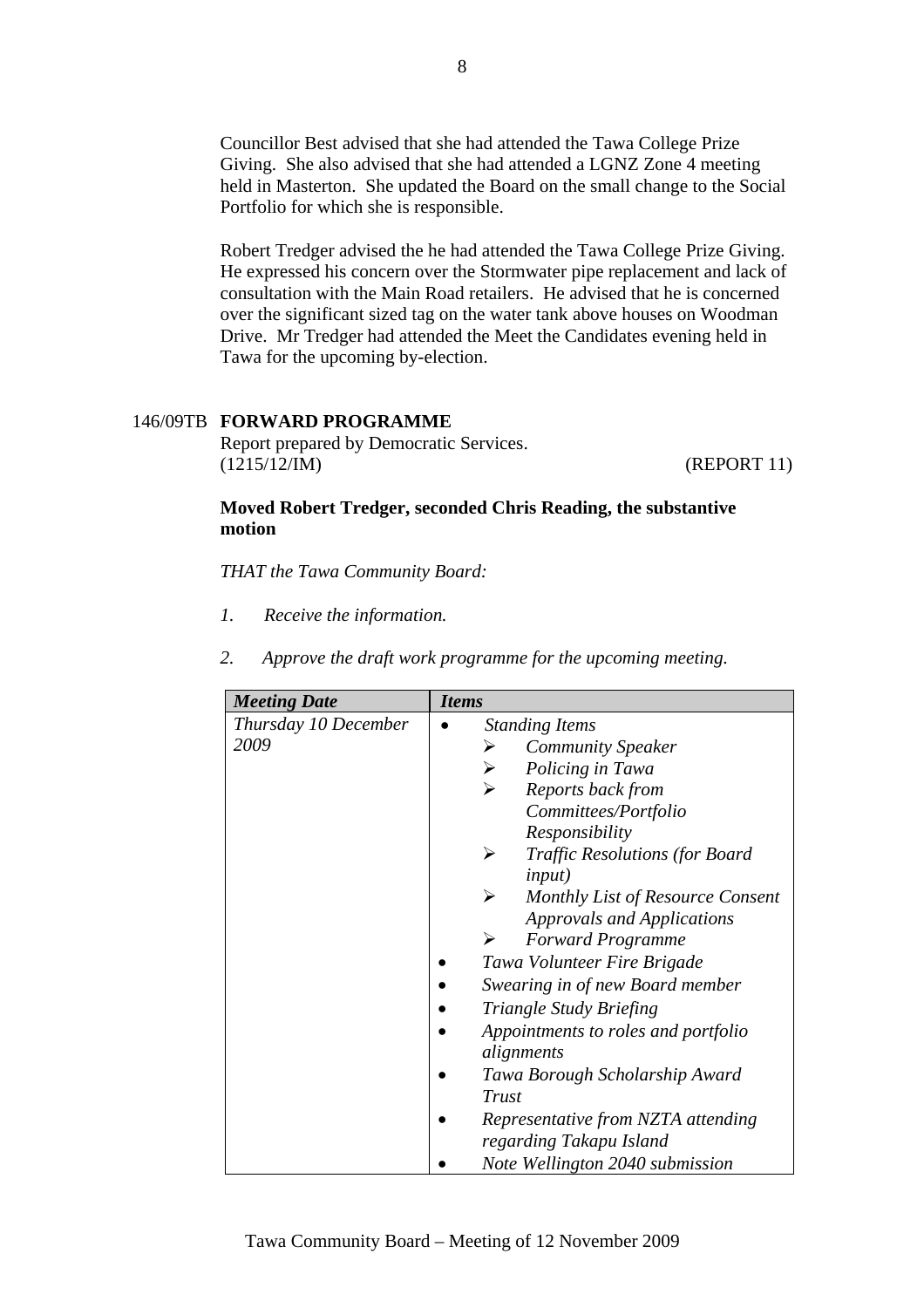Councillor Best advised that she had attended the Tawa College Prize Giving. She also advised that she had attended a LGNZ Zone 4 meeting held in Masterton. She updated the Board on the small change to the Social Portfolio for which she is responsible.

Robert Tredger advised the he had attended the Tawa College Prize Giving. He expressed his concern over the Stormwater pipe replacement and lack of consultation with the Main Road retailers. He advised that he is concerned over the significant sized tag on the water tank above houses on Woodman Drive. Mr Tredger had attended the Meet the Candidates evening held in Tawa for the upcoming by-election.

146/09TB **FORWARD PROGRAMME**

Report prepared by Democratic Services.
(1215/12/IM) (REPORT 11)

**Moved Robert Tredger, seconded Chris Reading, the substantive motion**

*THAT the Tawa Community Board:*

*1. Receive the information.*

*2. Approve the draft work programme for the upcoming meeting.*

| ***Meeting Date*** | ***Items*** |
|---|---|
| *Thursday 10 December 2009* | • *Standing Items*<br>➢ *Community Speaker*<br>➢ *Policing in Tawa*<br>➢ *Reports back from Committees/Portfolio Responsibility*<br>➢ *Traffic Resolutions (for Board input)*<br>➢ *Monthly List of Resource Consent Approvals and Applications*<br>➢ *Forward Programme*<br>• *Tawa Volunteer Fire Brigade*<br>• *Swearing in of new Board member*<br>• *Triangle Study Briefing*<br>• *Appointments to roles and portfolio alignments*<br>• *Tawa Borough Scholarship Award Trust*<br>• *Representative from NZTA attending regarding Takapu Island*<br>• *Note Wellington 2040 submission* |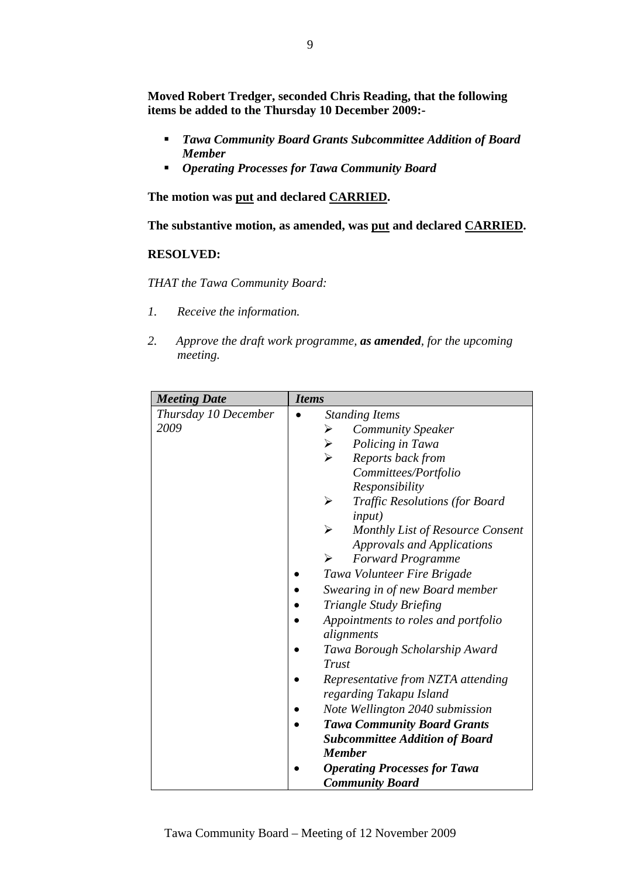**Moved Robert Tredger, seconded Chris Reading, that the following items be added to the Thursday 10 December 2009:-**

- ***Tawa Community Board Grants Subcommittee Addition of Board Member***
- ***Operating Processes for Tawa Community Board***

**The motion was <u>put</u> and declared <u>CARRIED</u>.**

**The substantive motion, as amended, was <u>put</u> and declared <u>CARRIED</u>.**

**RESOLVED:**

*THAT the Tawa Community Board:*

1. *Receive the information.*

2. *Approve the draft work programme, **as amended**, for the upcoming meeting.*

| ***Meeting Date*** | ***Items*** |
|---|---|
| *Thursday 10 December 2009* | • *Standing Items*<br>➢ *Community Speaker*<br>➢ *Policing in Tawa*<br>➢ *Reports back from Committees/Portfolio Responsibility*<br>➢ *Traffic Resolutions (for Board input)*<br>➢ *Monthly List of Resource Consent Approvals and Applications*<br>➢ *Forward Programme*<br>• *Tawa Volunteer Fire Brigade*<br>• *Swearing in of new Board member*<br>• *Triangle Study Briefing*<br>• *Appointments to roles and portfolio alignments*<br>• *Tawa Borough Scholarship Award Trust*<br>• *Representative from NZTA attending regarding Takapu Island*<br>• *Note Wellington 2040 submission*<br>• ***Tawa Community Board Grants Subcommittee Addition of Board Member***<br>• ***Operating Processes for Tawa Community Board*** |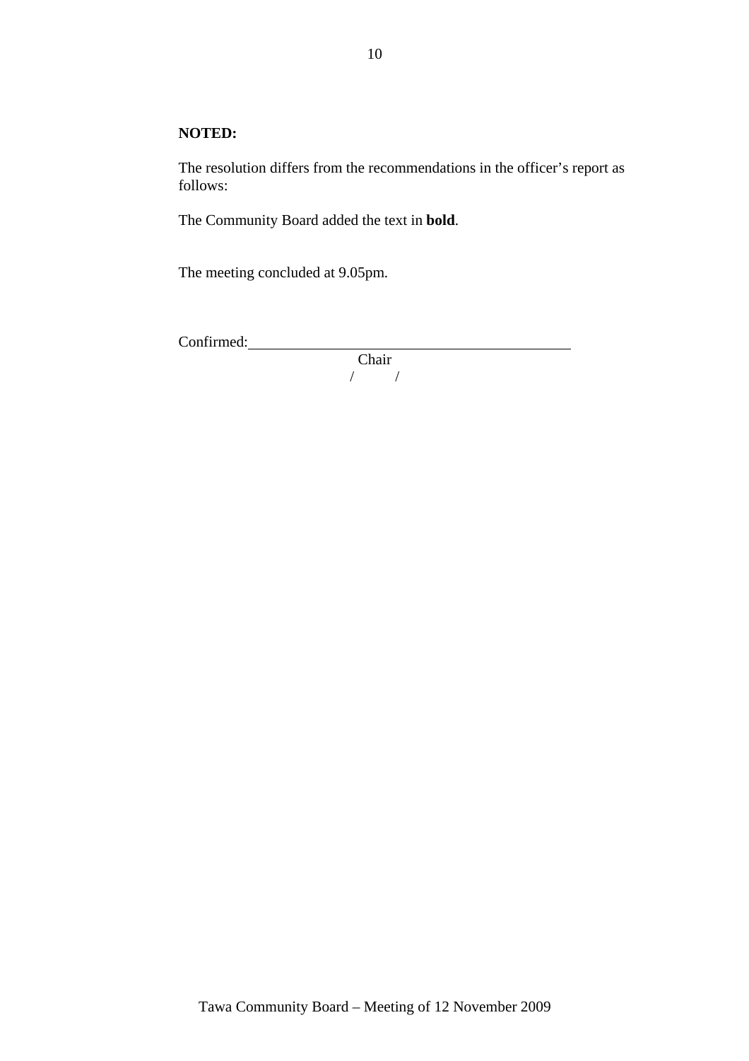**NOTED:**

The resolution differs from the recommendations in the officer's report as follows:

The Community Board added the text in **bold**.

The meeting concluded at 9.05pm.

Confirmed:\_\_\_\_\_\_\_\_\_\_\_\_\_\_\_\_\_\_\_\_\_\_\_\_\_\_\_\_\_\_\_\_\_\_\_\_\_\_\_\_

Chair

/ /